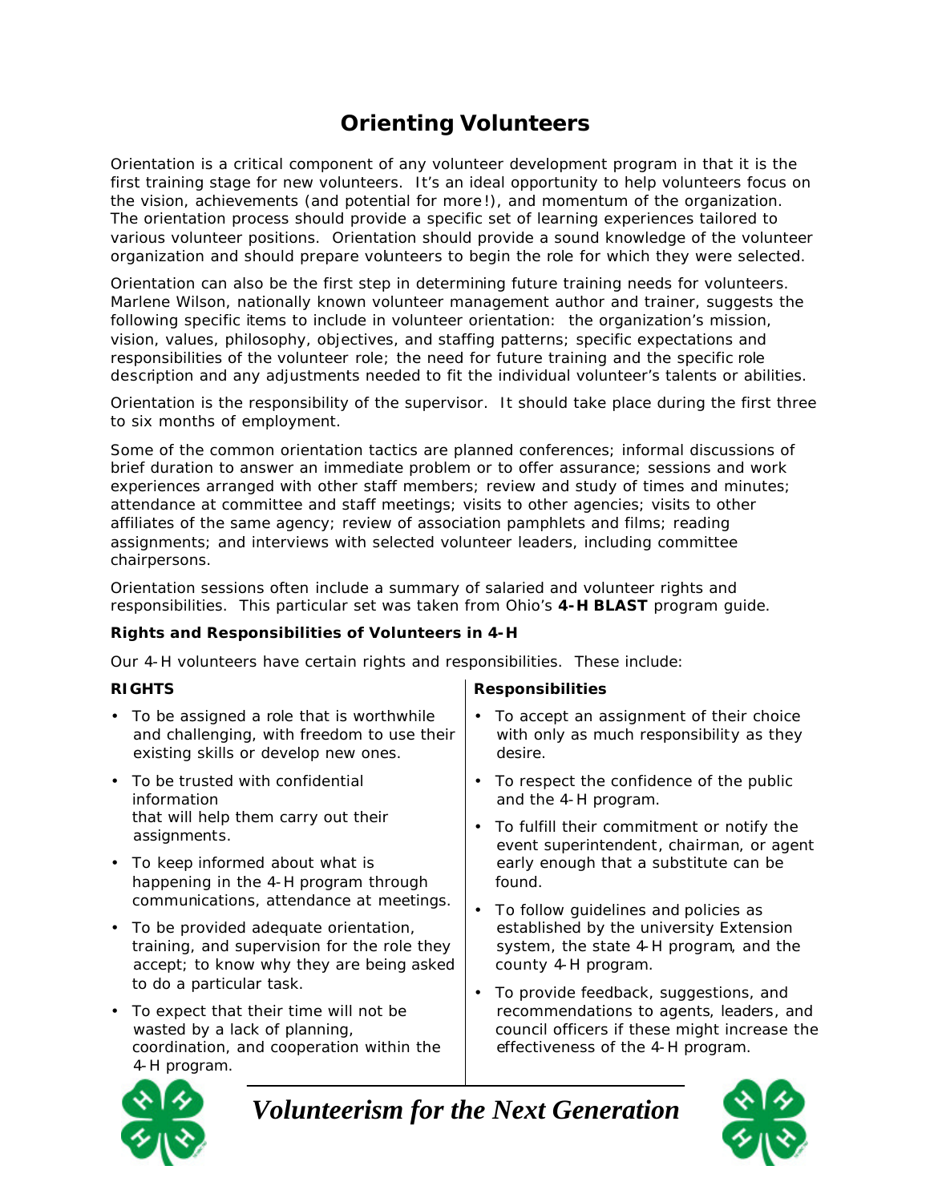# Orienting Volunteers

Orientation is a critical component of any volunteer development program in that it is the first training stage for new volunteers. It's an ideal opportunity to help volunteers focus on the vision, achievements (and potential for more!), and momentum of the organization. The orientation process should provide a specific set of learning experiences tailored to various volunteer positions. Orientation should provide a sound knowledge of the volunteer organization and should prepare volunteers to begin the role for which they were selected.

Orientation can also be the first step in determining future training needs for volunteers. Marlene Wilson, nationally known volunteer management author and trainer, suggests the following specific items to include in volunteer orientation: the organization's mission, vision, values, philosophy, objectives, and staffing patterns; specific expectations and responsibilities of the volunteer role; the need for future training and the specific role description and any adjustments needed to fit the individual volunteer's talents or abilities.

Orientation is the responsibility of the supervisor. It should take place during the first three to six months of employment.

Some of the common orientation tactics are planned conferences; informal discussions of brief duration to answer an immediate problem or to offer assurance; sessions and work experiences arranged with other staff members; review and study of times and minutes; attendance at committee and staff meetings; visits to other agencies; visits to other affiliates of the same agency; review of association pamphlets and films; reading assignments; and interviews with selected volunteer leaders, including committee chairpersons.

Orientation sessions often include a summary of salaried and volunteer rights and responsibilities. This particular set was taken from Ohio's **4-H BLAST** program guide.

**Rights and Responsibilities of Volunteers in 4-H**

Our 4-H volunteers have certain rights and responsibilities. These include:

**RIGHTS**

- To be assigned a role that is worthwhile and challenging, with freedom to use their existing skills or develop new ones.
- To be trusted with confidential information that will help them carry out their assignments.
- To keep informed about what is happening in the 4-H program through communications, attendance at meetings.
- To be provided adequate orientation, training, and supervision for the role they accept; to know why they are being asked to do a particular task.
- To expect that their time will not be wasted by a lack of planning, coordination, and cooperation within the 4-H program.

**Responsibilities**

- To accept an assignment of their choice with only as much responsibility as they desire.
- To respect the confidence of the public and the 4-H program.
- To fulfill their commitment or notify the event superintendent, chairman, or agent early enough that a substitute can be found.
- To follow guidelines and policies as established by the university Extension system, the state 4-H program, and the county 4-H program.
- To provide feedback, suggestions, and recommendations to agents, leaders, and council officers if these might increase the effectiveness of the 4-H program.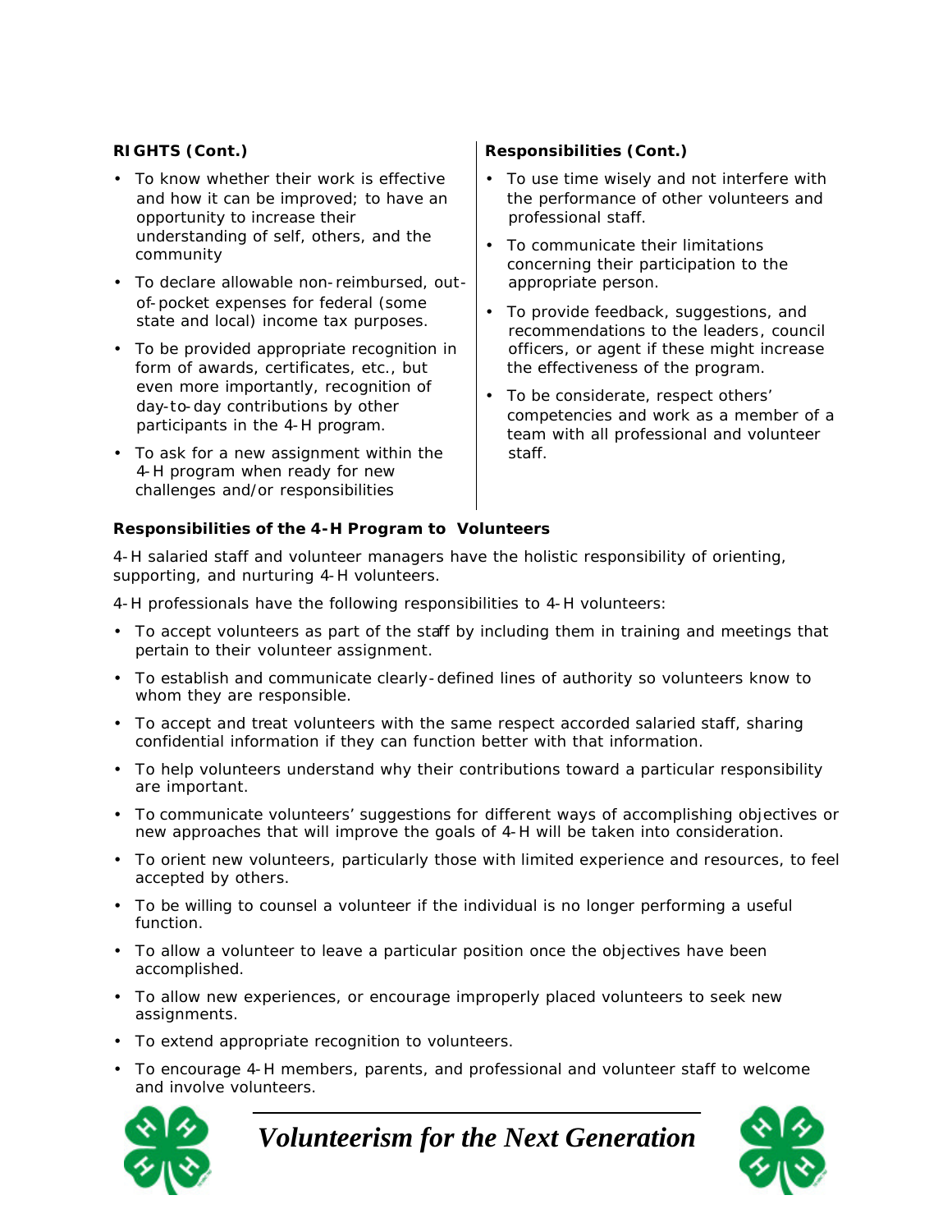**RIGHTS (Cont.)**

- To know whether their work is effective and how it can be improved; to have an opportunity to increase their understanding of self, others, and the community
- To declare allowable non-reimbursed, out-of-pocket expenses for federal (some state and local) income tax purposes.
- To be provided appropriate recognition in form of awards, certificates, etc., but even more importantly, recognition of day-to-day contributions by other participants in the 4-H program.
- To ask for a new assignment within the 4-H program when ready for new challenges and/or responsibilities

**Responsibilities (Cont.)**

- To use time wisely and not interfere with the performance of other volunteers and professional staff.
- To communicate their limitations concerning their participation to the appropriate person.
- To provide feedback, suggestions, and recommendations to the leaders, council officers, or agent if these might increase the effectiveness of the program.
- To be considerate, respect others' competencies and work as a member of a team with all professional and volunteer staff.

**Responsibilities of the 4-H Program to Volunteers**

4-H salaried staff and volunteer managers have the holistic responsibility of orienting, supporting, and nurturing 4-H volunteers.

4-H professionals have the following responsibilities to 4-H volunteers:

- To accept volunteers as part of the staff by including them in training and meetings that pertain to their volunteer assignment.
- To establish and communicate clearly-defined lines of authority so volunteers know to whom they are responsible.
- To accept and treat volunteers with the same respect accorded salaried staff, sharing confidential information if they can function better with that information.
- To help volunteers understand why their contributions toward a particular responsibility are important.
- To communicate volunteers' suggestions for different ways of accomplishing objectives or new approaches that will improve the goals of 4-H will be taken into consideration.
- To orient new volunteers, particularly those with limited experience and resources, to feel accepted by others.
- To be willing to counsel a volunteer if the individual is no longer performing a useful function.
- To allow a volunteer to leave a particular position once the objectives have been accomplished.
- To allow new experiences, or encourage improperly placed volunteers to seek new assignments.
- To extend appropriate recognition to volunteers.
- To encourage 4-H members, parents, and professional and volunteer staff to welcome and involve volunteers.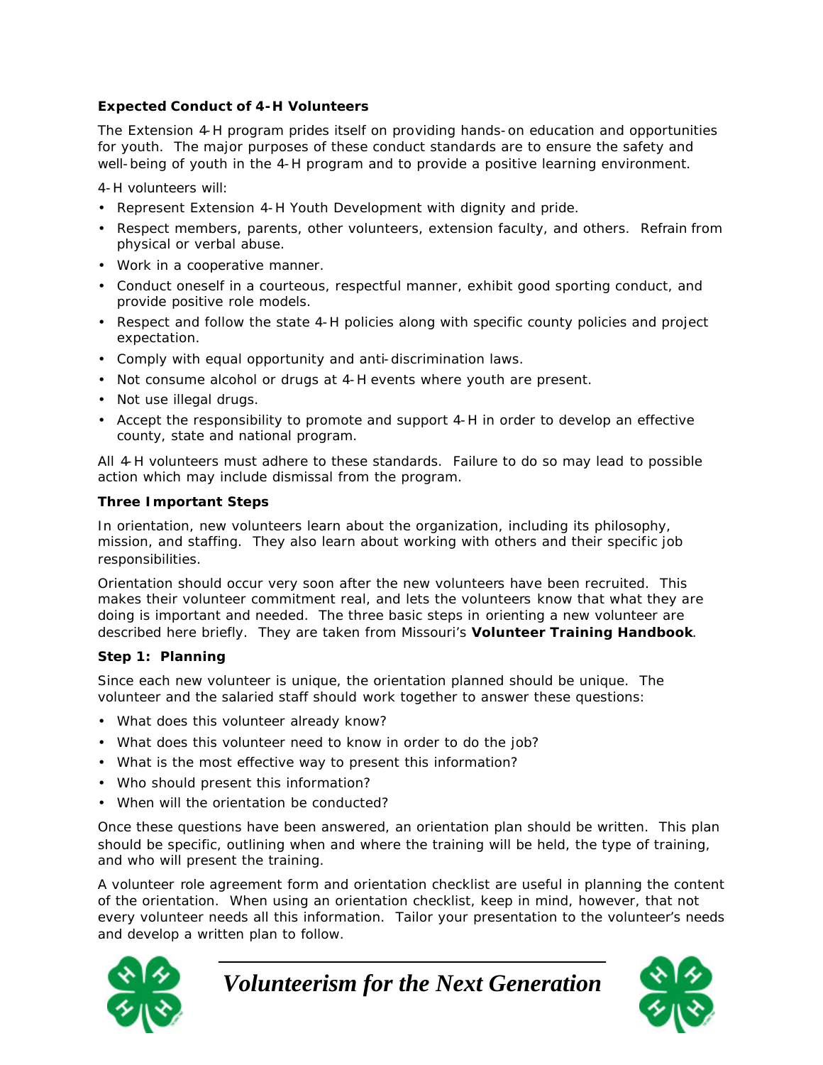**Expected Conduct of 4-H Volunteers**

The Extension 4-H program prides itself on providing hands-on education and opportunities for youth. The major purposes of these conduct standards are to ensure the safety and well-being of youth in the 4-H program and to provide a positive learning environment.

4-H volunteers will:

- Represent Extension 4-H Youth Development with dignity and pride.
- Respect members, parents, other volunteers, extension faculty, and others. Refrain from physical or verbal abuse.
- Work in a cooperative manner.
- Conduct oneself in a courteous, respectful manner, exhibit good sporting conduct, and provide positive role models.
- Respect and follow the state 4-H policies along with specific county policies and project expectation.
- Comply with equal opportunity and anti-discrimination laws.
- Not consume alcohol or drugs at 4-H events where youth are present.
- Not use illegal drugs.
- Accept the responsibility to promote and support 4-H in order to develop an effective county, state and national program.

All 4-H volunteers must adhere to these standards. Failure to do so may lead to possible action which may include dismissal from the program.

**Three Important Steps**

In orientation, new volunteers learn about the organization, including its philosophy, mission, and staffing. They also learn about working with others and their specific job responsibilities.

Orientation should occur very soon after the new volunteers have been recruited. This makes their volunteer commitment real, and lets the volunteers know that what they are doing is important and needed. The three basic steps in orienting a new volunteer are described here briefly. They are taken from Missouri's **Volunteer Training Handbook**.

**Step 1: Planning**

Since each new volunteer is unique, the orientation planned should be unique. The volunteer and the salaried staff should work together to answer these questions:

- What does this volunteer already know?
- What does this volunteer need to know in order to do the job?
- What is the most effective way to present this information?
- Who should present this information?
- When will the orientation be conducted?

Once these questions have been answered, an orientation plan should be written. This plan should be specific, outlining when and where the training will be held, the type of training, and who will present the training.

A volunteer role agreement form and orientation checklist are useful in planning the content of the orientation. When using an orientation checklist, keep in mind, however, that not every volunteer needs all this information. Tailor your presentation to the volunteer's needs and develop a written plan to follow.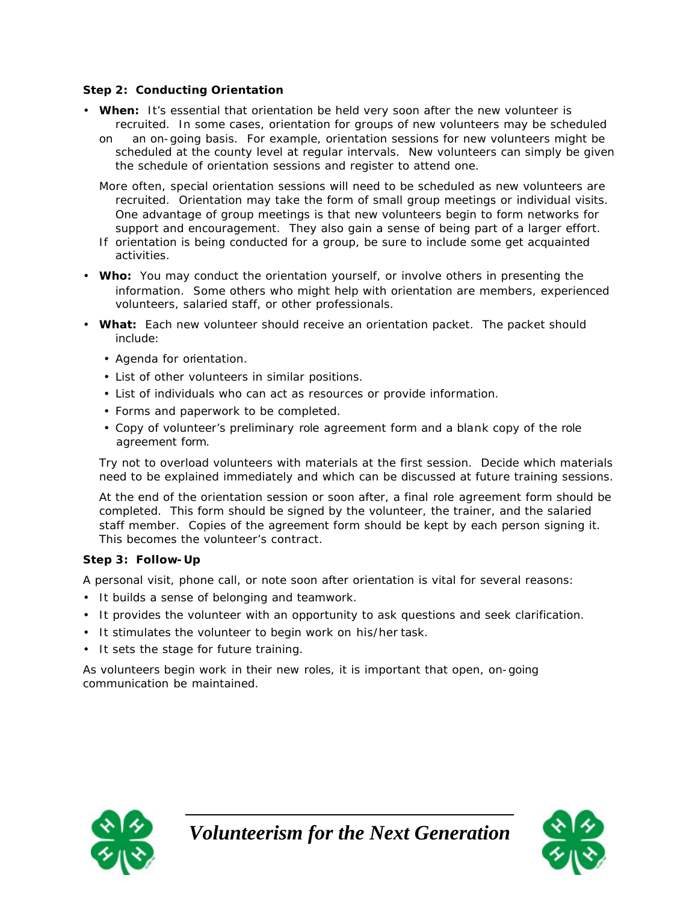**Step 2: Conducting Orientation**

- **When:** It's essential that orientation be held very soon after the new volunteer is recruited. In some cases, orientation for groups of new volunteers may be scheduled on an on-going basis. For example, orientation sessions for new volunteers might be scheduled at the county level at regular intervals. New volunteers can simply be given the schedule of orientation sessions and register to attend one.

  More often, special orientation sessions will need to be scheduled as new volunteers are recruited. Orientation may take the form of small group meetings or individual visits. One advantage of group meetings is that new volunteers begin to form networks for support and encouragement. They also gain a sense of being part of a larger effort. If orientation is being conducted for a group, be sure to include some get acquainted activities.

- **Who:** You may conduct the orientation yourself, or involve others in presenting the information. Some others who might help with orientation are members, experienced volunteers, salaried staff, or other professionals.

- **What:** Each new volunteer should receive an orientation packet. The packet should include:

  - Agenda for orientation.
  - List of other volunteers in similar positions.
  - List of individuals who can act as resources or provide information.
  - Forms and paperwork to be completed.
  - Copy of volunteer's preliminary role agreement form and a blank copy of the role agreement form.

  Try not to overload volunteers with materials at the first session. Decide which materials need to be explained immediately and which can be discussed at future training sessions.

  At the end of the orientation session or soon after, a final role agreement form should be completed. This form should be signed by the volunteer, the trainer, and the salaried staff member. Copies of the agreement form should be kept by each person signing it. This becomes the volunteer's contract.

**Step 3: Follow-Up**

A personal visit, phone call, or note soon after orientation is vital for several reasons:

- It builds a sense of belonging and teamwork.
- It provides the volunteer with an opportunity to ask questions and seek clarification.
- It stimulates the volunteer to begin work on his/her task.
- It sets the stage for future training.

As volunteers begin work in their new roles, it is important that open, on-going communication be maintained.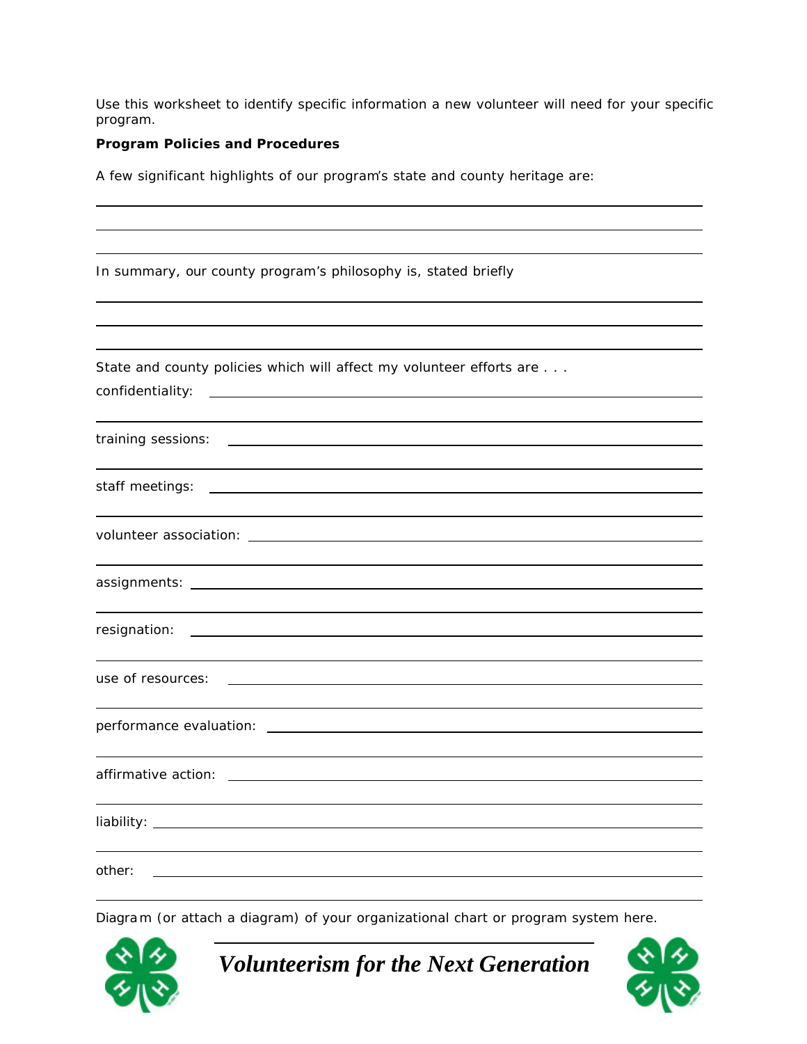Use this worksheet to identify specific information a new volunteer will need for your specific program.

**Program Policies and Procedures**

A few significant highlights of our program's state and county heritage are:

In summary, our county program's philosophy is, stated briefly

State and county policies which will affect my volunteer efforts are . . .

confidentiality:

training sessions:

staff meetings:

volunteer association:

assignments:

resignation:

use of resources:

performance evaluation:

affirmative action:

liability:

other:

Diagram (or attach a diagram) of your organizational chart or program system here.

***Volunteerism for the Next Generation***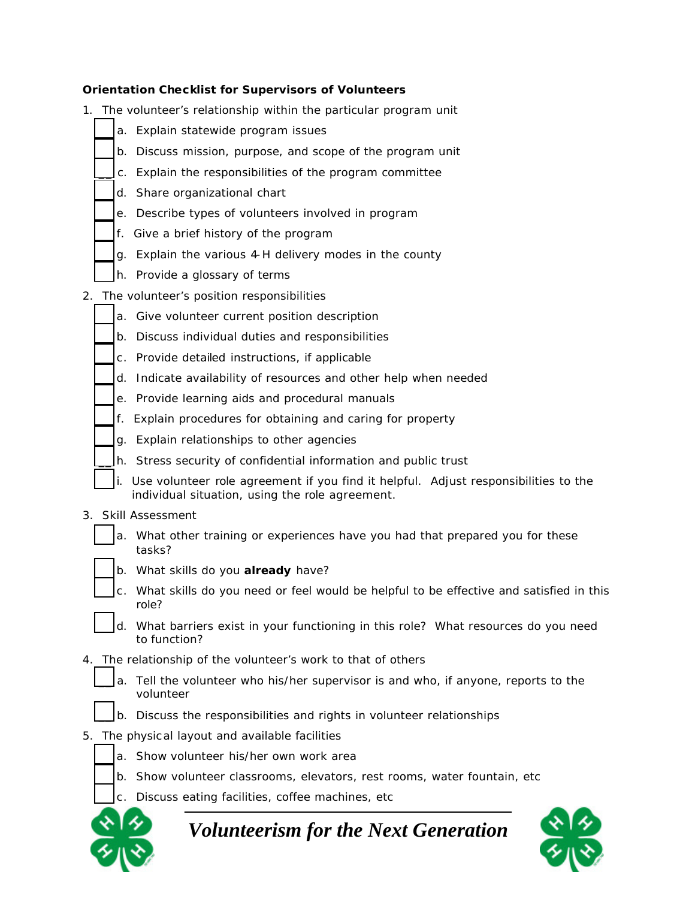**Orientation Checklist for Supervisors of Volunteers**

1. The volunteer's relationship within the particular program unit
   - [ ] a. Explain statewide program issues
   - [ ] b. Discuss mission, purpose, and scope of the program unit
   - [ ] c. Explain the responsibilities of the program committee
   - [ ] d. Share organizational chart
   - [ ] e. Describe types of volunteers involved in program
   - [ ] f. Give a brief history of the program
   - [ ] g. Explain the various 4-H delivery modes in the county
   - [ ] h. Provide a glossary of terms
2. The volunteer's position responsibilities
   - [ ] a. Give volunteer current position description
   - [ ] b. Discuss individual duties and responsibilities
   - [ ] c. Provide detailed instructions, if applicable
   - [ ] d. Indicate availability of resources and other help when needed
   - [ ] e. Provide learning aids and procedural manuals
   - [ ] f. Explain procedures for obtaining and caring for property
   - [ ] g. Explain relationships to other agencies
   - [ ] h. Stress security of confidential information and public trust
   - [ ] i. Use volunteer role agreement if you find it helpful. Adjust responsibilities to the individual situation, using the role agreement.
3. Skill Assessment
   - [ ] a. What other training or experiences have you had that prepared you for these tasks?
   - [ ] b. What skills do you **already** have?
   - [ ] c. What skills do you need or feel would be helpful to be effective and satisfied in this role?
   - [ ] d. What barriers exist in your functioning in this role? What resources do you need to function?
4. The relationship of the volunteer's work to that of others
   - [ ] a. Tell the volunteer who his/her supervisor is and who, if anyone, reports to the volunteer
   - [ ] b. Discuss the responsibilities and rights in volunteer relationships
5. The physical layout and available facilities
   - [ ] a. Show volunteer his/her own work area
   - [ ] b. Show volunteer classrooms, elevators, rest rooms, water fountain, etc
   - [ ] c. Discuss eating facilities, coffee machines, etc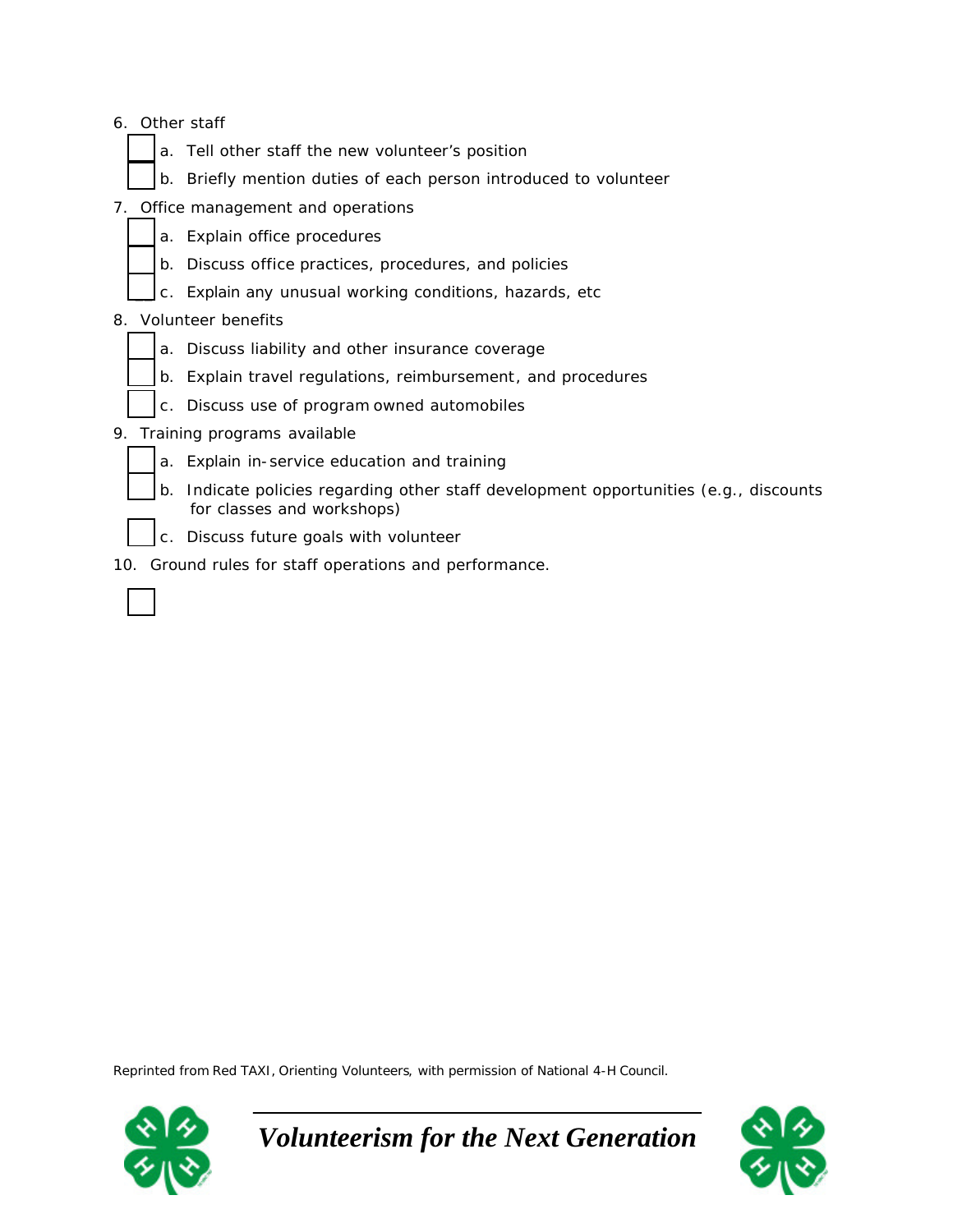6. Other staff
   - [ ] a. Tell other staff the new volunteer's position
   - [ ] b. Briefly mention duties of each person introduced to volunteer
7. Office management and operations
   - [ ] a. Explain office procedures
   - [ ] b. Discuss office practices, procedures, and policies
   - [ ] c. Explain any unusual working conditions, hazards, etc
8. Volunteer benefits
   - [ ] a. Discuss liability and other insurance coverage
   - [ ] b. Explain travel regulations, reimbursement, and procedures
   - [ ] c. Discuss use of program owned automobiles
9. Training programs available
   - [ ] a. Explain in-service education and training
   - [ ] b. Indicate policies regarding other staff development opportunities (e.g., discounts for classes and workshops)
   - [ ] c. Discuss future goals with volunteer
10. Ground rules for staff operations and performance.
   - [ ]

Reprinted from Red TAXI, Orienting Volunteers, with permission of National 4-H Council.

***Volunteerism for the Next Generation***